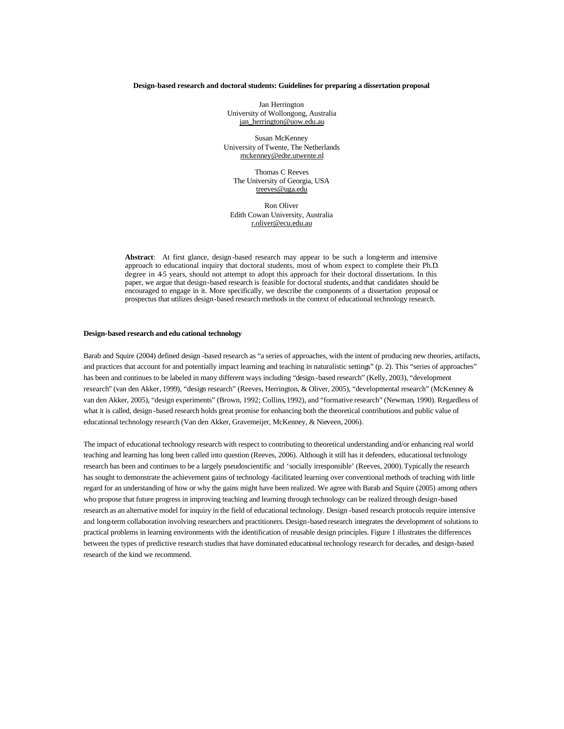# Design-based research and doctoral students: Guidelines for preparing a dissertation proposal

Jan Herrington
University of Wollongong, Australia
jan_herrington@uow.edu.au

Susan McKenney
University of Twente, The Netherlands
mckenney@edte.utwente.nl

Thomas C Reeves
The University of Georgia, USA
treeves@uga.edu

Ron Oliver
Edith Cowan University, Australia
r.oliver@ecu.edu.au

**Abstract**: At first glance, design-based research may appear to be such a long-term and intensive approach to educational inquiry that doctoral students, most of whom expect to complete their Ph.D. degree in 4-5 years, should not attempt to adopt this approach for their doctoral dissertations. In this paper, we argue that design-based research is feasible for doctoral students, and that candidates should be encouraged to engage in it. More specifically, we describe the components of a dissertation proposal or prospectus that utilizes design-based research methods in the context of educational technology research.

## Design-based research and educational technology

Barab and Squire (2004) defined design-based research as "a series of approaches, with the intent of producing new theories, artifacts, and practices that account for and potentially impact learning and teaching in naturalistic settings" (p. 2). This "series of approaches" has been and continues to be labeled in many different ways including "design-based research" (Kelly, 2003), "development research" (van den Akker, 1999), "design research" (Reeves, Herrington, & Oliver, 2005), "developmental research" (McKenney & van den Akker, 2005), "design experiments" (Brown, 1992; Collins, 1992), and "formative research" (Newman, 1990). Regardless of what it is called, design-based research holds great promise for enhancing both the theoretical contributions and public value of educational technology research (Van den Akker, Gravemeijer, McKenney, & Nieveen, 2006).

The impact of educational technology research with respect to contributing to theoretical understanding and/or enhancing real world teaching and learning has long been called into question (Reeves, 2006). Although it still has it defenders, educational technology research has been and continues to be a largely pseudoscientific and 'socially irresponsible' (Reeves, 2000). Typically the research has sought to demonstrate the achievement gains of technology-facilitated learning over conventional methods of teaching with little regard for an understanding of how or why the gains might have been realized. We agree with Barab and Squire (2005) among others who propose that future progress in improving teaching and learning through technology can be realized through design-based research as an alternative model for inquiry in the field of educational technology. Design-based research protocols require intensive and long-term collaboration involving researchers and practitioners. Design-based research integrates the development of solutions to practical problems in learning environments with the identification of reusable design principles. Figure 1 illustrates the differences between the types of predictive research studies that have dominated educational technology research for decades, and design-based research of the kind we recommend.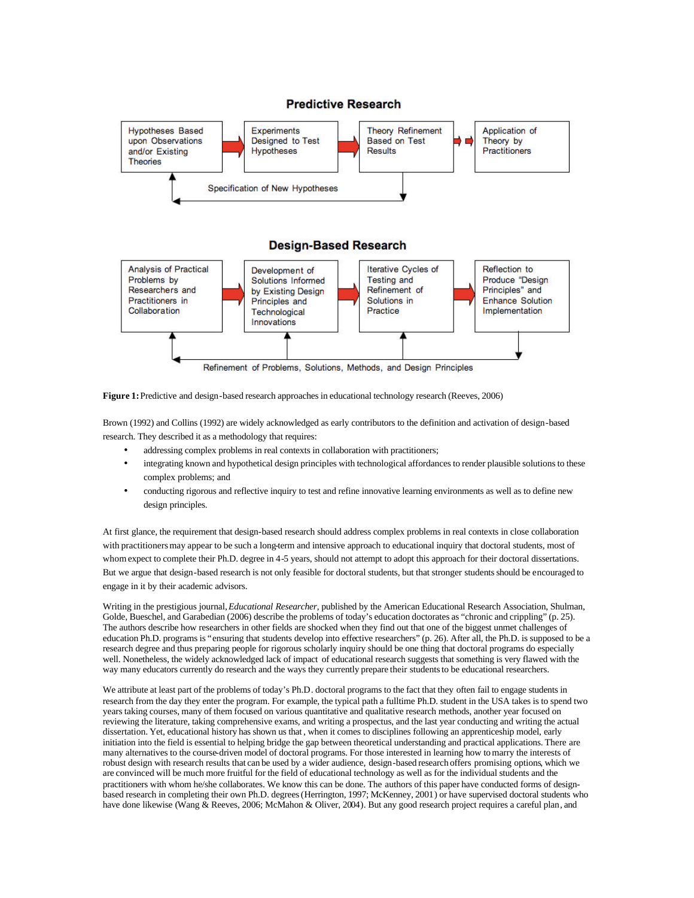**Predictive Research**

Hypotheses Based upon Observations and/or Existing Theories → Experiments Designed to Test Hypotheses → Theory Refinement Based on Test Results → Application of Theory by Practitioners

Specification of New Hypotheses

**Design-Based Research**

Analysis of Practical Problems by Researchers and Practitioners in Collaboration → Development of Solutions Informed by Existing Design Principles and Technological Innovations → Iterative Cycles of Testing and Refinement of Solutions in Practice → Reflection to Produce "Design Principles" and Enhance Solution Implementation

Refinement of Problems, Solutions, Methods, and Design Principles

**Figure 1:** Predictive and design-based research approaches in educational technology research (Reeves, 2006)

Brown (1992) and Collins (1992) are widely acknowledged as early contributors to the definition and activation of design-based research. They described it as a methodology that requires:

- addressing complex problems in real contexts in collaboration with practitioners;
- integrating known and hypothetical design principles with technological affordances to render plausible solutions to these complex problems; and
- conducting rigorous and reflective inquiry to test and refine innovative learning environments as well as to define new design principles.

At first glance, the requirement that design-based research should address complex problems in real contexts in close collaboration with practitioners may appear to be such a long-term and intensive approach to educational inquiry that doctoral students, most of whom expect to complete their Ph.D. degree in 4-5 years, should not attempt to adopt this approach for their doctoral dissertations. But we argue that design-based research is not only feasible for doctoral students, but that stronger students should be encouraged to engage in it by their academic advisors.

Writing in the prestigious journal, *Educational Researcher*, published by the American Educational Research Association, Shulman, Golde, Bueschel, and Garabedian (2006) describe the problems of today's education doctorates as "chronic and crippling" (p. 25). The authors describe how researchers in other fields are shocked when they find out that one of the biggest unmet challenges of education Ph.D. programs is "ensuring that students develop into effective researchers" (p. 26). After all, the Ph.D. is supposed to be a research degree and thus preparing people for rigorous scholarly inquiry should be one thing that doctoral programs do especially well. Nonetheless, the widely acknowledged lack of impact of educational research suggests that something is very flawed with the way many educators currently do research and the ways they currently prepare their students to be educational researchers.

We attribute at least part of the problems of today's Ph.D. doctoral programs to the fact that they often fail to engage students in research from the day they enter the program. For example, the typical path a fulltime Ph.D. student in the USA takes is to spend two years taking courses, many of them focused on various quantitative and qualitative research methods, another year focused on reviewing the literature, taking comprehensive exams, and writing a prospectus, and the last year conducting and writing the actual dissertation. Yet, educational history has shown us that, when it comes to disciplines following an apprenticeship model, early initiation into the field is essential to helping bridge the gap between theoretical understanding and practical applications. There are many alternatives to the course-driven model of doctoral programs. For those interested in learning how to marry the interests of robust design with research results that can be used by a wider audience, design-based research offers promising options, which we are convinced will be much more fruitful for the field of educational technology as well as for the individual students and the practitioners with whom he/she collaborates. We know this can be done. The authors of this paper have conducted forms of design-based research in completing their own Ph.D. degrees (Herrington, 1997; McKenney, 2001) or have supervised doctoral students who have done likewise (Wang & Reeves, 2006; McMahon & Oliver, 2004). But any good research project requires a careful plan, and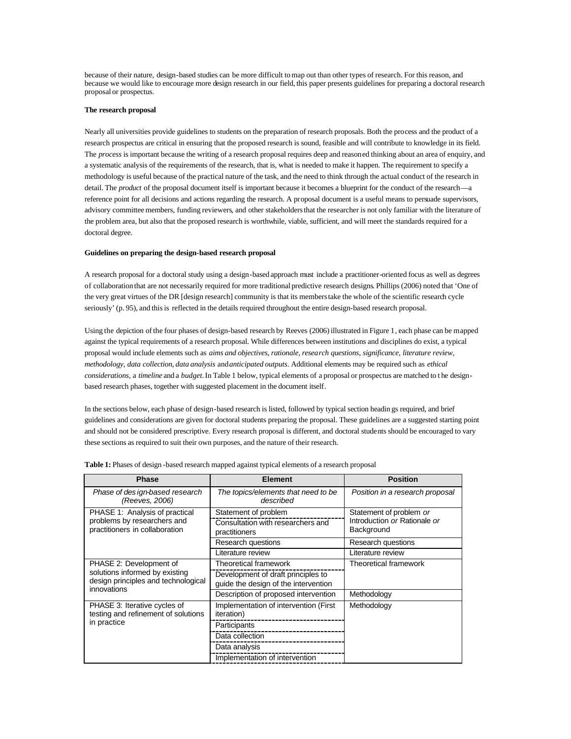because of their nature, design-based studies can be more difficult to map out than other types of research. For this reason, and because we would like to encourage more design research in our field, this paper presents guidelines for preparing a doctoral research proposal or prospectus.

**The research proposal**

Nearly all universities provide guidelines to students on the preparation of research proposals. Both the process and the product of a research prospectus are critical in ensuring that the proposed research is sound, feasible and will contribute to knowledge in its field. The *process* is important because the writing of a research proposal requires deep and reasoned thinking about an area of enquiry, and a systematic analysis of the requirements of the research, that is, what is needed to make it happen. The requirement to specify a methodology is useful because of the practical nature of the task, and the need to think through the actual conduct of the research in detail. The *product* of the proposal document itself is important because it becomes a blueprint for the conduct of the research—a reference point for all decisions and actions regarding the research. A proposal document is a useful means to persuade supervisors, advisory committee members, funding reviewers, and other stakeholders that the researcher is not only familiar with the literature of the problem area, but also that the proposed research is worthwhile, viable, sufficient, and will meet the standards required for a doctoral degree.

**Guidelines on preparing the design-based research proposal**

A research proposal for a doctoral study using a design-based approach must include a practitioner-oriented focus as well as degrees of collaboration that are not necessarily required for more traditional predictive research designs. Phillips (2006) noted that 'One of the very great virtues of the DR [design research] community is that its members take the whole of the scientific research cycle seriously' (p. 95), and this is reflected in the details required throughout the entire design-based research proposal.

Using the depiction of the four phases of design-based research by Reeves (2006) illustrated in Figure 1, each phase can be mapped against the typical requirements of a research proposal. While differences between institutions and disciplines do exist, a typical proposal would include elements such as *aims and objectives, rationale, research questions, significance, literature review, methodology, data collection, data analysis* and *anticipated outputs*. Additional elements may be required such as *ethical considerations*, a *timeline* and a *budget*. In Table 1 below, typical elements of a proposal or prospectus are matched to the design-based research phases, together with suggested placement in the document itself.

In the sections below, each phase of design-based research is listed, followed by typical section headings required, and brief guidelines and considerations are given for doctoral students preparing the proposal. These guidelines are a suggested starting point and should not be considered prescriptive. Every research proposal is different, and doctoral students should be encouraged to vary these sections as required to suit their own purposes, and the nature of their research.

**Table 1:** Phases of design-based research mapped against typical elements of a research proposal

| Phase | Element | Position |
|---|---|---|
| *Phase of design-based research (Reeves, 2006)* | *The topics/elements that need to be described* | *Position in a research proposal* |
| PHASE 1: Analysis of practical problems by researchers and practitioners in collaboration | Statement of problem | Statement of problem *or* Introduction *or* Rationale *or* Background |
| | Consultation with researchers and practitioners | |
| | Research questions | Research questions |
| | Literature review | Literature review |
| PHASE 2: Development of solutions informed by existing design principles and technological innovations | Theoretical framework | Theoretical framework |
| | Development of draft principles to guide the design of the intervention | |
| | Description of proposed intervention | Methodology |
| PHASE 3: Iterative cycles of testing and refinement of solutions in practice | Implementation of intervention (First iteration) | Methodology |
| | Participants | |
| | Data collection | |
| | Data analysis | |
| | Implementation of intervention | |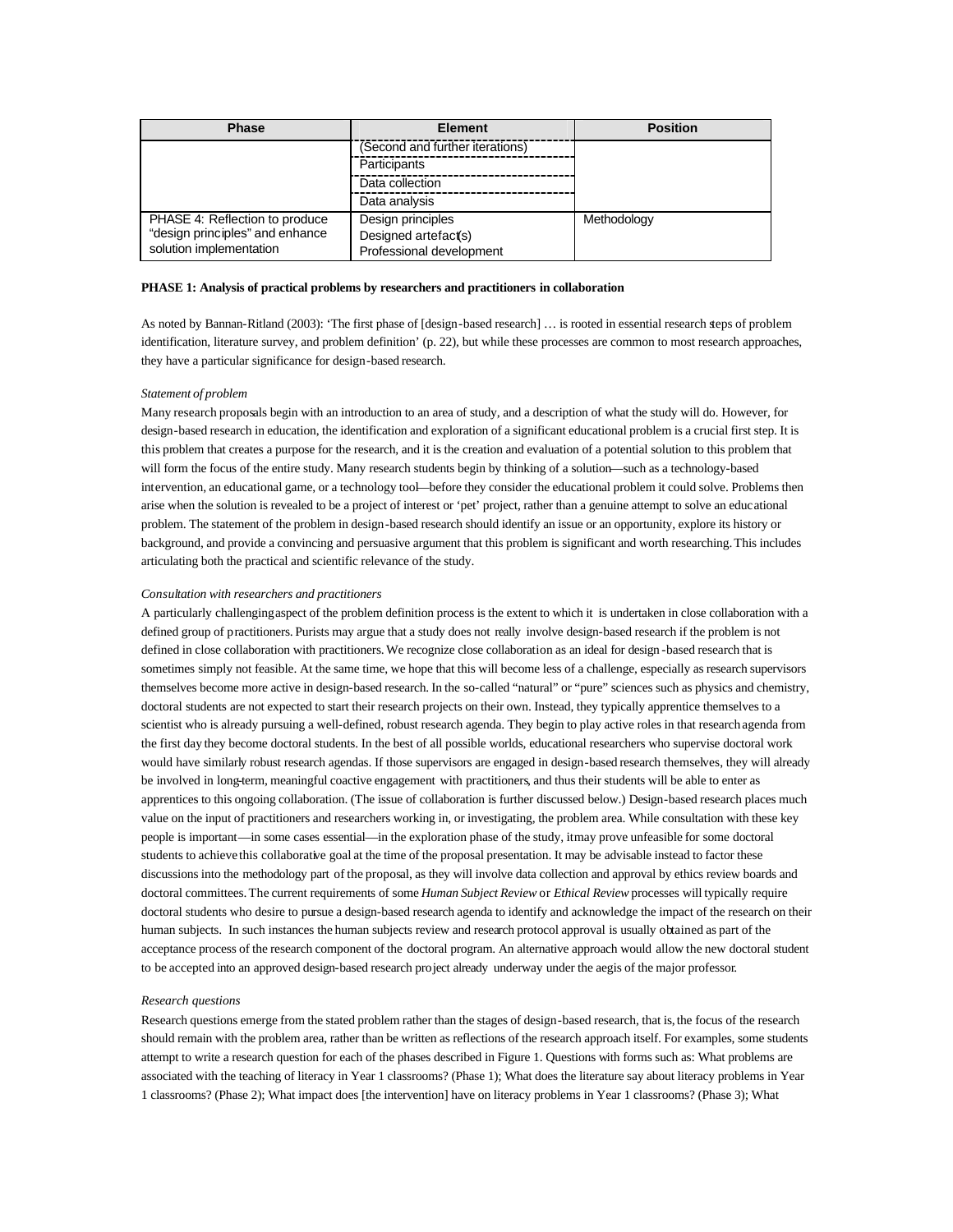| Phase | Element | Position |
|---|---|---|
| | (Second and further iterations) | |
| | Participants | |
| | Data collection | |
| | Data analysis | |
| PHASE 4: Reflection to produce "design principles" and enhance solution implementation | Design principles<br>Designed artefact(s)<br>Professional development | Methodology |

**PHASE 1: Analysis of practical problems by researchers and practitioners in collaboration**

As noted by Bannan-Ritland (2003): 'The first phase of [design-based research] … is rooted in essential research steps of problem identification, literature survey, and problem definition' (p. 22), but while these processes are common to most research approaches, they have a particular significance for design-based research.

*Statement of problem*

Many research proposals begin with an introduction to an area of study, and a description of what the study will do. However, for design-based research in education, the identification and exploration of a significant educational problem is a crucial first step. It is this problem that creates a purpose for the research, and it is the creation and evaluation of a potential solution to this problem that will form the focus of the entire study. Many research students begin by thinking of a solution—such as a technology-based intervention, an educational game, or a technology tool—before they consider the educational problem it could solve. Problems then arise when the solution is revealed to be a project of interest or 'pet' project, rather than a genuine attempt to solve an educational problem. The statement of the problem in design-based research should identify an issue or an opportunity, explore its history or background, and provide a convincing and persuasive argument that this problem is significant and worth researching. This includes articulating both the practical and scientific relevance of the study.

*Consultation with researchers and practitioners*

A particularly challenging aspect of the problem definition process is the extent to which it is undertaken in close collaboration with a defined group of practitioners. Purists may argue that a study does not really involve design-based research if the problem is not defined in close collaboration with practitioners. We recognize close collaboration as an ideal for design-based research that is sometimes simply not feasible. At the same time, we hope that this will become less of a challenge, especially as research supervisors themselves become more active in design-based research. In the so-called "natural" or "pure" sciences such as physics and chemistry, doctoral students are not expected to start their research projects on their own. Instead, they typically apprentice themselves to a scientist who is already pursuing a well-defined, robust research agenda. They begin to play active roles in that research agenda from the first day they become doctoral students. In the best of all possible worlds, educational researchers who supervise doctoral work would have similarly robust research agendas. If those supervisors are engaged in design-based research themselves, they will already be involved in long-term, meaningful coactive engagement with practitioners, and thus their students will be able to enter as apprentices to this ongoing collaboration. (The issue of collaboration is further discussed below.) Design-based research places much value on the input of practitioners and researchers working in, or investigating, the problem area. While consultation with these key people is important—in some cases essential—in the exploration phase of the study, it may prove unfeasible for some doctoral students to achieve this collaborative goal at the time of the proposal presentation. It may be advisable instead to factor these discussions into the methodology part of the proposal, as they will involve data collection and approval by ethics review boards and doctoral committees. The current requirements of some *Human Subject Review* or *Ethical Review* processes will typically require doctoral students who desire to pursue a design-based research agenda to identify and acknowledge the impact of the research on their human subjects. In such instances the human subjects review and research protocol approval is usually obtained as part of the acceptance process of the research component of the doctoral program. An alternative approach would allow the new doctoral student to be accepted into an approved design-based research project already underway under the aegis of the major professor.

*Research questions*

Research questions emerge from the stated problem rather than the stages of design-based research, that is, the focus of the research should remain with the problem area, rather than be written as reflections of the research approach itself. For examples, some students attempt to write a research question for each of the phases described in Figure 1. Questions with forms such as: What problems are associated with the teaching of literacy in Year 1 classrooms? (Phase 1); What does the literature say about literacy problems in Year 1 classrooms? (Phase 2); What impact does [the intervention] have on literacy problems in Year 1 classrooms? (Phase 3); What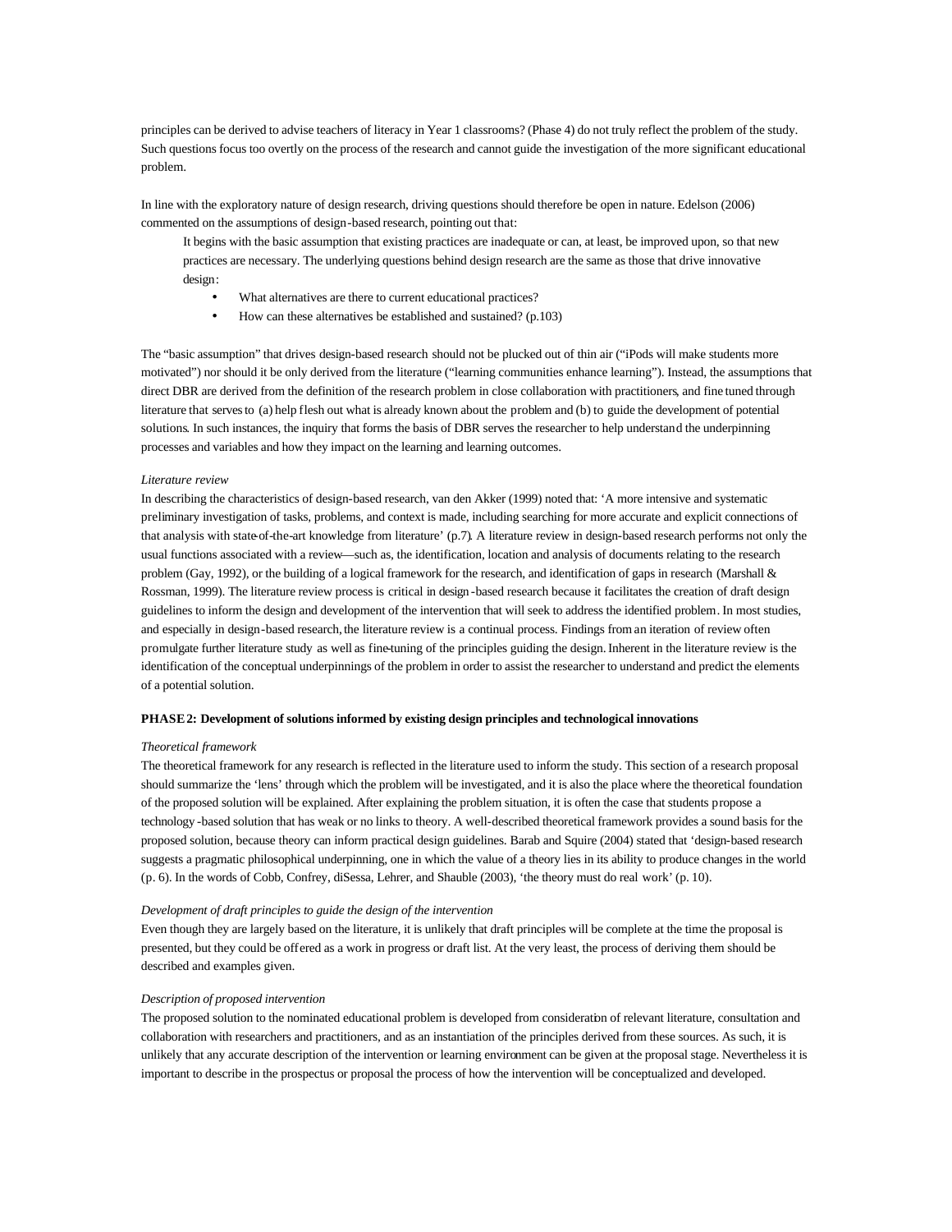principles can be derived to advise teachers of literacy in Year 1 classrooms? (Phase 4) do not truly reflect the problem of the study. Such questions focus too overtly on the process of the research and cannot guide the investigation of the more significant educational problem.

In line with the exploratory nature of design research, driving questions should therefore be open in nature. Edelson (2006) commented on the assumptions of design-based research, pointing out that:

> It begins with the basic assumption that existing practices are inadequate or can, at least, be improved upon, so that new practices are necessary. The underlying questions behind design research are the same as those that drive innovative design:
>
> - What alternatives are there to current educational practices?
> - How can these alternatives be established and sustained? (p.103)

The "basic assumption" that drives design-based research should not be plucked out of thin air ("iPods will make students more motivated") nor should it be only derived from the literature ("learning communities enhance learning"). Instead, the assumptions that direct DBR are derived from the definition of the research problem in close collaboration with practitioners, and fine tuned through literature that serves to (a) help flesh out what is already known about the problem and (b) to guide the development of potential solutions. In such instances, the inquiry that forms the basis of DBR serves the researcher to help understand the underpinning processes and variables and how they impact on the learning and learning outcomes.

*Literature review*

In describing the characteristics of design-based research, van den Akker (1999) noted that: 'A more intensive and systematic preliminary investigation of tasks, problems, and context is made, including searching for more accurate and explicit connections of that analysis with state-of-the-art knowledge from literature' (p.7). A literature review in design-based research performs not only the usual functions associated with a review—such as, the identification, location and analysis of documents relating to the research problem (Gay, 1992), or the building of a logical framework for the research, and identification of gaps in research (Marshall & Rossman, 1999). The literature review process is critical in design-based research because it facilitates the creation of draft design guidelines to inform the design and development of the intervention that will seek to address the identified problem. In most studies, and especially in design-based research, the literature review is a continual process. Findings from an iteration of review often promulgate further literature study as well as fine-tuning of the principles guiding the design. Inherent in the literature review is the identification of the conceptual underpinnings of the problem in order to assist the researcher to understand and predict the elements of a potential solution.

**PHASE 2: Development of solutions informed by existing design principles and technological innovations**

*Theoretical framework*

The theoretical framework for any research is reflected in the literature used to inform the study. This section of a research proposal should summarize the 'lens' through which the problem will be investigated, and it is also the place where the theoretical foundation of the proposed solution will be explained. After explaining the problem situation, it is often the case that students propose a technology-based solution that has weak or no links to theory. A well-described theoretical framework provides a sound basis for the proposed solution, because theory can inform practical design guidelines. Barab and Squire (2004) stated that 'design-based research suggests a pragmatic philosophical underpinning, one in which the value of a theory lies in its ability to produce changes in the world (p. 6). In the words of Cobb, Confrey, diSessa, Lehrer, and Shauble (2003), 'the theory must do real work' (p. 10).

*Development of draft principles to guide the design of the intervention*

Even though they are largely based on the literature, it is unlikely that draft principles will be complete at the time the proposal is presented, but they could be offered as a work in progress or draft list. At the very least, the process of deriving them should be described and examples given.

*Description of proposed intervention*

The proposed solution to the nominated educational problem is developed from consideration of relevant literature, consultation and collaboration with researchers and practitioners, and as an instantiation of the principles derived from these sources. As such, it is unlikely that any accurate description of the intervention or learning environment can be given at the proposal stage. Nevertheless it is important to describe in the prospectus or proposal the process of how the intervention will be conceptualized and developed.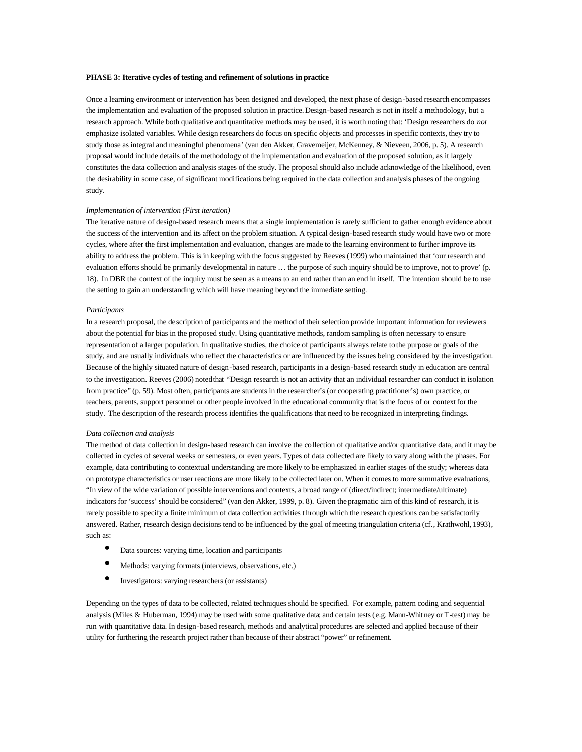**PHASE 3: Iterative cycles of testing and refinement of solutions in practice**

Once a learning environment or intervention has been designed and developed, the next phase of design-based research encompasses the implementation and evaluation of the proposed solution in practice. Design-based research is not in itself a methodology, but a research approach. While both qualitative and quantitative methods may be used, it is worth noting that: 'Design researchers do *not* emphasize isolated variables. While design researchers do focus on specific objects and processes in specific contexts, they try to study those as integral and meaningful phenomena' (van den Akker, Gravemeijer, McKenney, & Nieveen, 2006, p. 5). A research proposal would include details of the methodology of the implementation and evaluation of the proposed solution, as it largely constitutes the data collection and analysis stages of the study. The proposal should also include acknowledge of the likelihood, even the desirability in some case, of significant modifications being required in the data collection and analysis phases of the ongoing study.

*Implementation of intervention (First iteration)*

The iterative nature of design-based research means that a single implementation is rarely sufficient to gather enough evidence about the success of the intervention and its affect on the problem situation. A typical design-based research study would have two or more cycles, where after the first implementation and evaluation, changes are made to the learning environment to further improve its ability to address the problem. This is in keeping with the focus suggested by Reeves (1999) who maintained that 'our research and evaluation efforts should be primarily developmental in nature … the purpose of such inquiry should be to improve, not to prove' (p. 18). In DBR the context of the inquiry must be seen as a means to an end rather than an end in itself. The intention should be to use the setting to gain an understanding which will have meaning beyond the immediate setting.

*Participants*

In a research proposal, the description of participants and the method of their selection provide important information for reviewers about the potential for bias in the proposed study. Using quantitative methods, random sampling is often necessary to ensure representation of a larger population. In qualitative studies, the choice of participants always relate to the purpose or goals of the study, and are usually individuals who reflect the characteristics or are influenced by the issues being considered by the investigation. Because of the highly situated nature of design-based research, participants in a design-based research study in education are central to the investigation. Reeves (2006) noted that "Design research is not an activity that an individual researcher can conduct in isolation from practice" (p. 59). Most often, participants are students in the researcher's (or cooperating practitioner's) own practice, or teachers, parents, support personnel or other people involved in the educational community that is the focus of or context for the study. The description of the research process identifies the qualifications that need to be recognized in interpreting findings.

*Data collection and analysis*

The method of data collection in design-based research can involve the collection of qualitative and/or quantitative data, and it may be collected in cycles of several weeks or semesters, or even years. Types of data collected are likely to vary along with the phases. For example, data contributing to contextual understanding are more likely to be emphasized in earlier stages of the study; whereas data on prototype characteristics or user reactions are more likely to be collected later on. When it comes to more summative evaluations, "In view of the wide variation of possible interventions and contexts, a broad range of (direct/indirect; intermediate/ultimate) indicators for 'success' should be considered" (van den Akker, 1999, p. 8). Given the pragmatic aim of this kind of research, it is rarely possible to specify a finite minimum of data collection activities through which the research questions can be satisfactorily answered. Rather, research design decisions tend to be influenced by the goal of meeting triangulation criteria (cf., Krathwohl, 1993), such as:

- Data sources: varying time, location and participants
- Methods: varying formats (interviews, observations, etc.)
- Investigators: varying researchers (or assistants)

Depending on the types of data to be collected, related techniques should be specified. For example, pattern coding and sequential analysis (Miles & Huberman, 1994) may be used with some qualitative data; and certain tests (e.g. Mann-Whitney or T-test) may be run with quantitative data. In design-based research, methods and analytical procedures are selected and applied because of their utility for furthering the research project rather than because of their abstract "power" or refinement.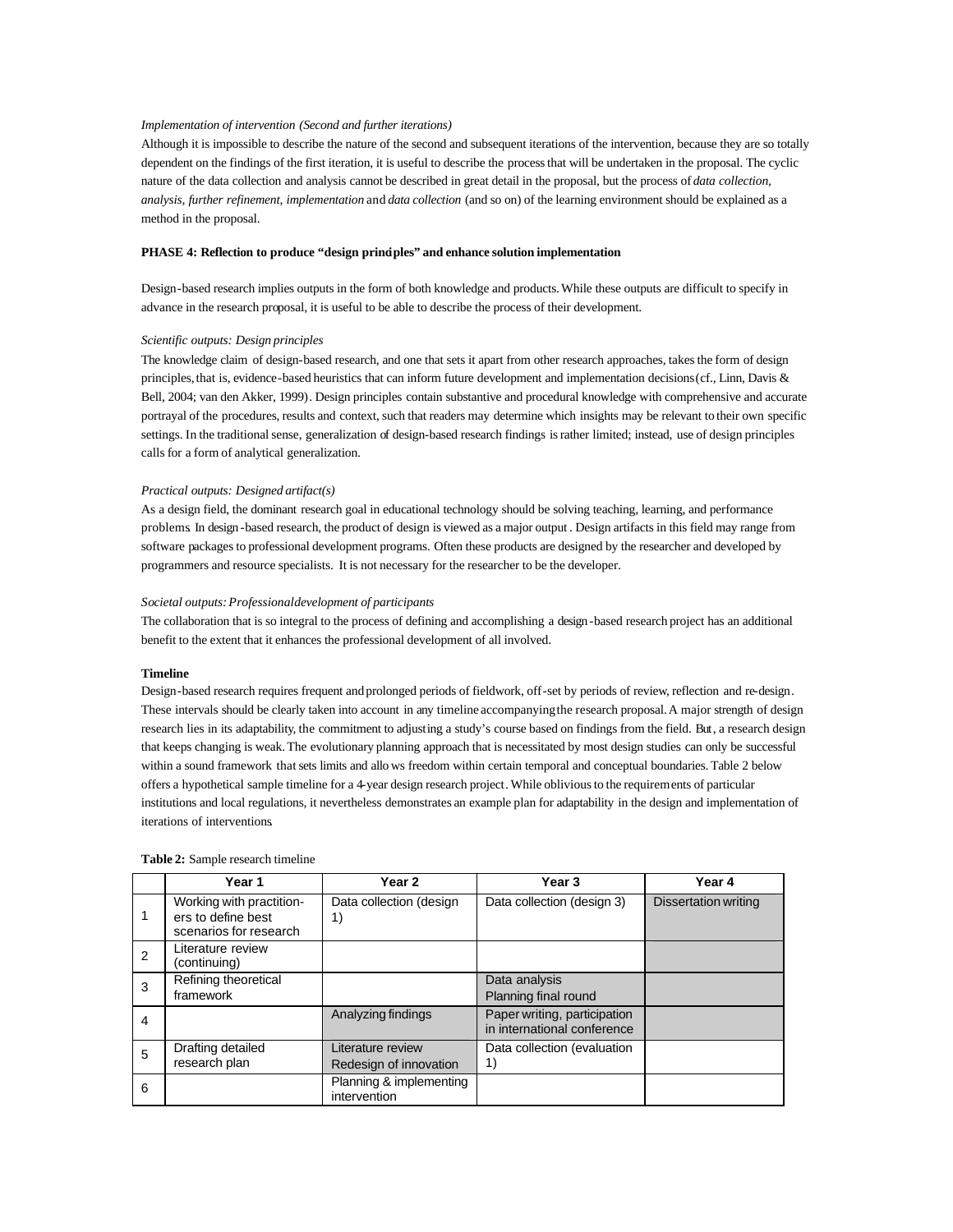*Implementation of intervention (Second and further iterations)*

Although it is impossible to describe the nature of the second and subsequent iterations of the intervention, because they are so totally dependent on the findings of the first iteration, it is useful to describe the process that will be undertaken in the proposal. The cyclic nature of the data collection and analysis cannot be described in great detail in the proposal, but the process of *data collection, analysis, further refinement, implementation* and *data collection* (and so on) of the learning environment should be explained as a method in the proposal.

**PHASE 4: Reflection to produce "design principles" and enhance solution implementation**

Design-based research implies outputs in the form of both knowledge and products. While these outputs are difficult to specify in advance in the research proposal, it is useful to be able to describe the process of their development.

*Scientific outputs: Design principles*

The knowledge claim of design-based research, and one that sets it apart from other research approaches, takes the form of design principles, that is, evidence-based heuristics that can inform future development and implementation decisions (cf., Linn, Davis & Bell, 2004; van den Akker, 1999). Design principles contain substantive and procedural knowledge with comprehensive and accurate portrayal of the procedures, results and context, such that readers may determine which insights may be relevant to their own specific settings. In the traditional sense, generalization of design-based research findings is rather limited; instead, use of design principles calls for a form of analytical generalization.

*Practical outputs: Designed artifact(s)*

As a design field, the dominant research goal in educational technology should be solving teaching, learning, and performance problems. In design-based research, the product of design is viewed as a major output. Design artifacts in this field may range from software packages to professional development programs. Often these products are designed by the researcher and developed by programmers and resource specialists. It is not necessary for the researcher to be the developer.

*Societal outputs: Professional development of participants*

The collaboration that is so integral to the process of defining and accomplishing a design-based research project has an additional benefit to the extent that it enhances the professional development of all involved.

**Timeline**

Design-based research requires frequent and prolonged periods of fieldwork, off-set by periods of review, reflection and re-design. These intervals should be clearly taken into account in any timeline accompanying the research proposal. A major strength of design research lies in its adaptability, the commitment to adjusting a study's course based on findings from the field. But, a research design that keeps changing is weak. The evolutionary planning approach that is necessitated by most design studies can only be successful within a sound framework that sets limits and allows freedom within certain temporal and conceptual boundaries. Table 2 below offers a hypothetical sample timeline for a 4-year design research project. While oblivious to the requirements of particular institutions and local regulations, it nevertheless demonstrates an example plan for adaptability in the design and implementation of iterations of interventions.

**Table 2:** Sample research timeline

| | Year 1 | Year 2 | Year 3 | Year 4 |
|---|---|---|---|---|
| 1 | Working with practitioners to define best scenarios for research | Data collection (design 1) | Data collection (design 3) | Dissertation writing |
| 2 | Literature review (continuing) | | | |
| 3 | Refining theoretical framework | | Data analysis<br>Planning final round | |
| 4 | | Analyzing findings | Paper writing, participation in international conference | |
| 5 | Drafting detailed research plan | Literature review<br>Redesign of innovation | Data collection (evaluation 1) | |
| 6 | | Planning & implementing intervention | | |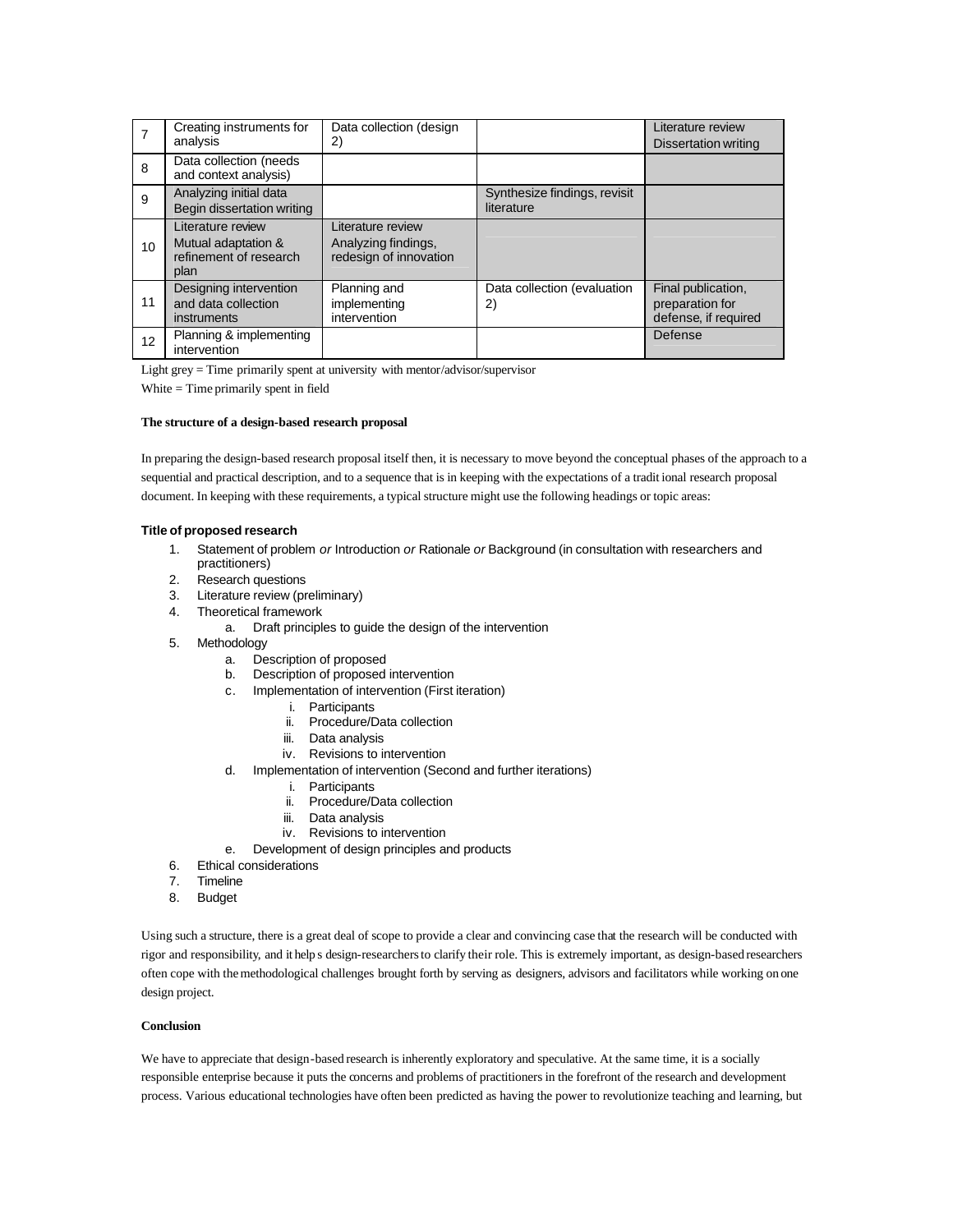| 7 | Creating instruments for analysis | Data collection (design 2) | | Literature review<br>Dissertation writing |
|---|---|---|---|---|
| 8 | Data collection (needs and context analysis) | | | |
| 9 | Analyzing initial data<br>Begin dissertation writing | | Synthesize findings, revisit literature | |
| 10 | Literature review<br>Mutual adaptation & refinement of research plan | Literature review<br>Analyzing findings, redesign of innovation | | |
| 11 | Designing intervention and data collection instruments | Planning and implementing intervention | Data collection (evaluation 2) | Final publication, preparation for defense, if required |
| 12 | Planning & implementing intervention | | | Defense |

Light grey = Time primarily spent at university with mentor/advisor/supervisor

White = Time primarily spent in field

**The structure of a design-based research proposal**

In preparing the design-based research proposal itself then, it is necessary to move beyond the conceptual phases of the approach to a sequential and practical description, and to a sequence that is in keeping with the expectations of a traditional research proposal document. In keeping with these requirements, a typical structure might use the following headings or topic areas:

**Title of proposed research**

1. Statement of problem *or* Introduction *or* Rationale *or* Background (in consultation with researchers and practitioners)
2. Research questions
3. Literature review (preliminary)
4. Theoretical framework
   a. Draft principles to guide the design of the intervention
5. Methodology
   a. Description of proposed
   b. Description of proposed intervention
   c. Implementation of intervention (First iteration)
      i. Participants
      ii. Procedure/Data collection
      iii. Data analysis
      iv. Revisions to intervention
   d. Implementation of intervention (Second and further iterations)
      i. Participants
      ii. Procedure/Data collection
      iii. Data analysis
      iv. Revisions to intervention
   e. Development of design principles and products
6. Ethical considerations
7. Timeline
8. Budget

Using such a structure, there is a great deal of scope to provide a clear and convincing case that the research will be conducted with rigor and responsibility, and it helps design-researchers to clarify their role. This is extremely important, as design-based researchers often cope with the methodological challenges brought forth by serving as designers, advisors and facilitators while working on one design project.

**Conclusion**

We have to appreciate that design-based research is inherently exploratory and speculative. At the same time, it is a socially responsible enterprise because it puts the concerns and problems of practitioners in the forefront of the research and development process. Various educational technologies have often been predicted as having the power to revolutionize teaching and learning, but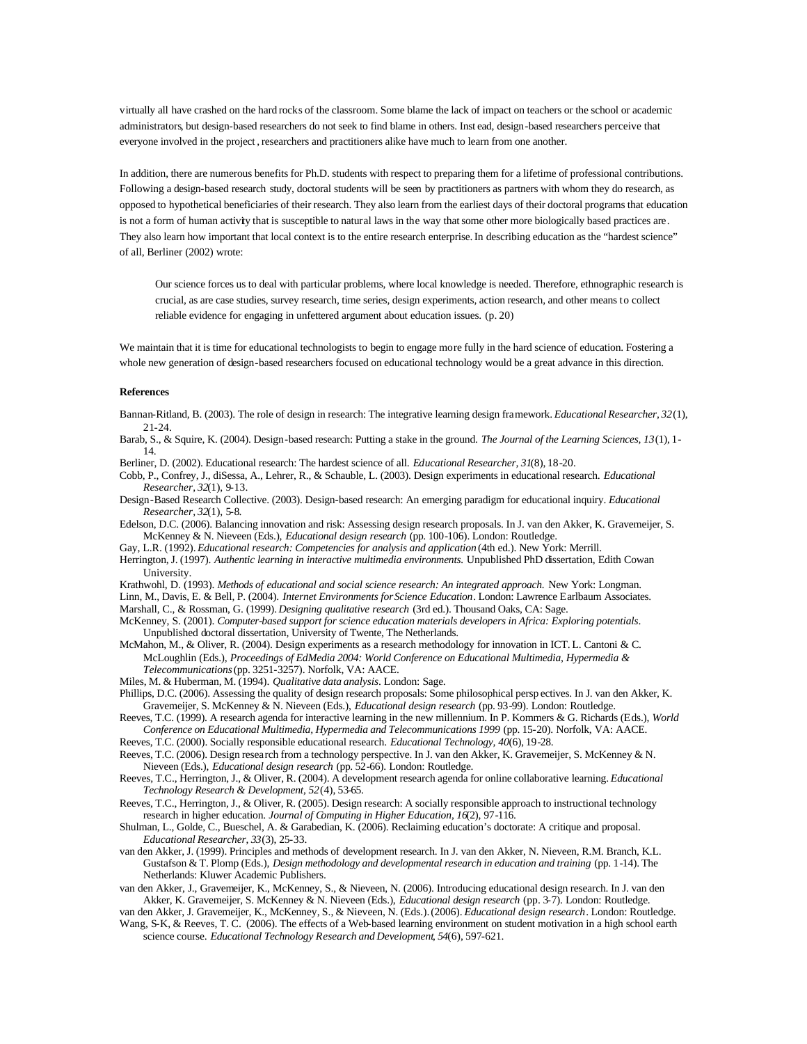virtually all have crashed on the hard rocks of the classroom. Some blame the lack of impact on teachers or the school or academic administrators, but design-based researchers do not seek to find blame in others. Instead, design-based researchers perceive that everyone involved in the project, researchers and practitioners alike have much to learn from one another.

In addition, there are numerous benefits for Ph.D. students with respect to preparing them for a lifetime of professional contributions. Following a design-based research study, doctoral students will be seen by practitioners as partners with whom they do research, as opposed to hypothetical beneficiaries of their research. They also learn from the earliest days of their doctoral programs that education is not a form of human activity that is susceptible to natural laws in the way that some other more biologically based practices are. They also learn how important that local context is to the entire research enterprise. In describing education as the "hardest science" of all, Berliner (2002) wrote:

> Our science forces us to deal with particular problems, where local knowledge is needed. Therefore, ethnographic research is crucial, as are case studies, survey research, time series, design experiments, action research, and other means to collect reliable evidence for engaging in unfettered argument about education issues. (p. 20)

We maintain that it is time for educational technologists to begin to engage more fully in the hard science of education. Fostering a whole new generation of design-based researchers focused on educational technology would be a great advance in this direction.

**References**

Bannan-Ritland, B. (2003). The role of design in research: The integrative learning design framework. *Educational Researcher, 32*(1), 21-24.

Barab, S., & Squire, K. (2004). Design-based research: Putting a stake in the ground. *The Journal of the Learning Sciences, 13*(1), 1-14.

Berliner, D. (2002). Educational research: The hardest science of all. *Educational Researcher, 31*(8), 18-20.

Cobb, P., Confrey, J., diSessa, A., Lehrer, R., & Schauble, L. (2003). Design experiments in educational research. *Educational Researcher, 32*(1), 9-13.

Design-Based Research Collective. (2003). Design-based research: An emerging paradigm for educational inquiry. *Educational Researcher, 32*(1), 5-8.

Edelson, D.C. (2006). Balancing innovation and risk: Assessing design research proposals. In J. van den Akker, K. Gravemeijer, S. McKenney & N. Nieveen (Eds.), *Educational design research* (pp. 100-106). London: Routledge.

Gay, L.R. (1992). *Educational research: Competencies for analysis and application* (4th ed.). New York: Merrill.

Herrington, J. (1997). *Authentic learning in interactive multimedia environments.* Unpublished PhD dissertation, Edith Cowan University.

Krathwohl, D. (1993). *Methods of educational and social science research: An integrated approach.* New York: Longman.

Linn, M., Davis, E. & Bell, P. (2004). *Internet Environments for Science Education*. London: Lawrence Earlbaum Associates.

Marshall, C., & Rossman, G. (1999). *Designing qualitative research* (3rd ed.). Thousand Oaks, CA: Sage.

McKenney, S. (2001). *Computer-based support for science education materials developers in Africa: Exploring potentials*. Unpublished doctoral dissertation, University of Twente, The Netherlands.

McMahon, M., & Oliver, R. (2004). Design experiments as a research methodology for innovation in ICT. L. Cantoni & C. McLoughlin (Eds.), *Proceedings of EdMedia 2004: World Conference on Educational Multimedia, Hypermedia & Telecommunications* (pp. 3251-3257). Norfolk, VA: AACE.

Miles, M. & Huberman, M. (1994). *Qualitative data analysis*. London: Sage.

Phillips, D.C. (2006). Assessing the quality of design research proposals: Some philosophical perspectives. In J. van den Akker, K. Gravemeijer, S. McKenney & N. Nieveen (Eds.), *Educational design research* (pp. 93-99). London: Routledge.

Reeves, T.C. (1999). A research agenda for interactive learning in the new millennium. In P. Kommers & G. Richards (Eds.), *World Conference on Educational Multimedia, Hypermedia and Telecommunications 1999* (pp. 15-20). Norfolk, VA: AACE.

Reeves, T.C. (2000). Socially responsible educational research. *Educational Technology, 40*(6), 19-28.

Reeves, T.C. (2006). Design research from a technology perspective. In J. van den Akker, K. Gravemeijer, S. McKenney & N. Nieveen (Eds.), *Educational design research* (pp. 52-66). London: Routledge.

Reeves, T.C., Herrington, J., & Oliver, R. (2004). A development research agenda for online collaborative learning. *Educational Technology Research & Development, 52*(4), 53-65.

Reeves, T.C., Herrington, J., & Oliver, R. (2005). Design research: A socially responsible approach to instructional technology research in higher education. *Journal of Computing in Higher Education, 16*(2), 97-116.

Shulman, L., Golde, C., Bueschel, A. & Garabedian, K. (2006). Reclaiming education's doctorate: A critique and proposal. *Educational Researcher, 33*(3), 25-33.

van den Akker, J. (1999). Principles and methods of development research. In J. van den Akker, N. Nieveen, R.M. Branch, K.L. Gustafson & T. Plomp (Eds.), *Design methodology and developmental research in education and training* (pp. 1-14). The Netherlands: Kluwer Academic Publishers.

van den Akker, J., Gravemeijer, K., McKenney, S., & Nieveen, N. (2006). Introducing educational design research. In J. van den Akker, K. Gravemeijer, S. McKenney & N. Nieveen (Eds.), *Educational design research* (pp. 3-7). London: Routledge.

van den Akker, J. Gravemeijer, K., McKenney, S., & Nieveen, N. (Eds.). (2006). *Educational design research*. London: Routledge.

Wang, S-K, & Reeves, T. C. (2006). The effects of a Web-based learning environment on student motivation in a high school earth science course. *Educational Technology Research and Development, 54*(6), 597-621.